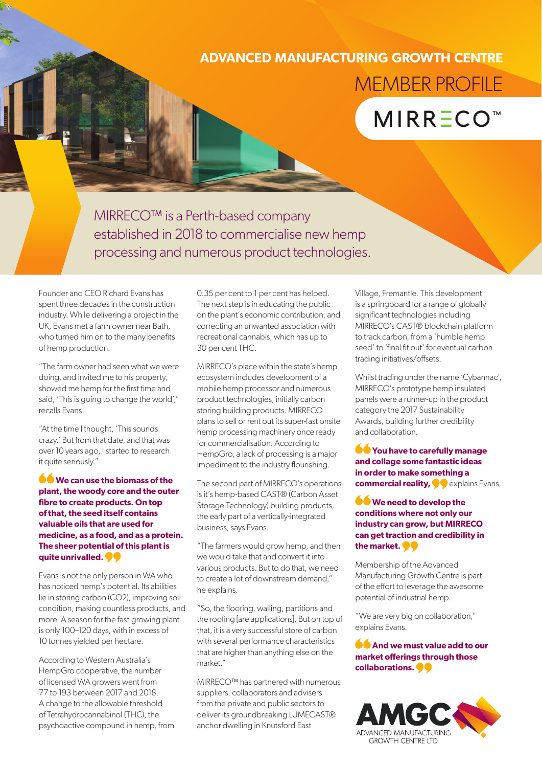# ADVANCED MANUFACTURING GROWTH CENTRE

## MEMBER PROFILE

## MIRRECO™

MIRRECO™ is a Perth-based company established in 2018 to commercialise new hemp processing and numerous product technologies.

Founder and CEO Richard Evans has spent three decades in the construction industry. While delivering a project in the UK, Evans met a farm owner near Bath, who turned him on to the many benefits of hemp production.

"The farm owner had seen what we were doing, and invited me to his property, showed me hemp for the first time and said, 'This is going to change the world'," recalls Evans.

"At the time I thought, 'This sounds crazy.' But from that date, and that was over 10 years ago, I started to research it quite seriously."

> **We can use the biomass of the plant, the woody core and the outer fibre to create products. On top of that, the seed itself contains valuable oils that are used for medicine, as a food, and as a protein. The sheer potential of this plant is quite unrivalled.**

Evans is not the only person in WA who has noticed hemp's potential. Its abilities lie in storing carbon ($CO_2$), improving soil condition, making countless products, and more. A season for the fast-growing plant is only 100–120 days, with in excess of 10 tonnes yielded per hectare.

According to Western Australia's HempGro cooperative, the number of licensed WA growers went from 77 to 193 between 2017 and 2018. A change to the allowable threshold of Tetrahydrocannabinol (THC), the psychoactive compound in hemp, from 0.35 per cent to 1 per cent has helped. The next step is in educating the public on the plant's economic contribution, and correcting an unwanted association with recreational cannabis, which has up to 30 per cent THC.

MIRRECO's place within the state's hemp ecosystem includes development of a mobile hemp processor and numerous product technologies, initially carbon storing building products. MIRRECO plans to sell or rent out its super-fast onsite hemp processing machinery once ready for commercialisation. According to HempGro, a lack of processing is a major impediment to the industry flourishing.

The second part of MIRRECO's operations is it's hemp-based CAST® (Carbon Asset Storage Technology) building products, the early part of a vertically-integrated business, says Evans.

"The farmers would grow hemp, and then we would take that and convert it into various products. But to do that, we need to create a lot of downstream demand," he explains.

"So, the flooring, walling, partitions and the roofing [are applications]. But on top of that, it is a very successful store of carbon with several performance characteristics that are higher than anything else on the market."

MIRRECO™ has partnered with numerous suppliers, collaborators and advisers from the private and public sectors to deliver its groundbreaking LUMECAST® anchor dwelling in Knutsford East Village, Fremantle. This development is a springboard for a range of globally significant technologies including MIRRECO's CAST® blockchain platform to track carbon, from a 'humble hemp seed' to 'final fit out' for eventual carbon trading initiatives/offsets.

Whilst trading under the name 'Cybannac', MIRRECO's prototype hemp insulated panels were a runner-up in the product category the 2017 Sustainability Awards, building further credibility and collaboration.

> **You have to carefully manage and collage some fantastic ideas in order to make something a commercial reality,** explains Evans.

> **We need to develop the conditions where not only our industry can grow, but MIRRECO can get traction and credibility in the market.**

Membership of the Advanced Manufacturing Growth Centre is part of the effort to leverage the awesome potential of industrial hemp.

"We are very big on collaboration," explains Evans.

> **And we must value add to our market offerings through those collaborations.**

AMGC ADVANCED MANUFACTURING GROWTH CENTRE LTD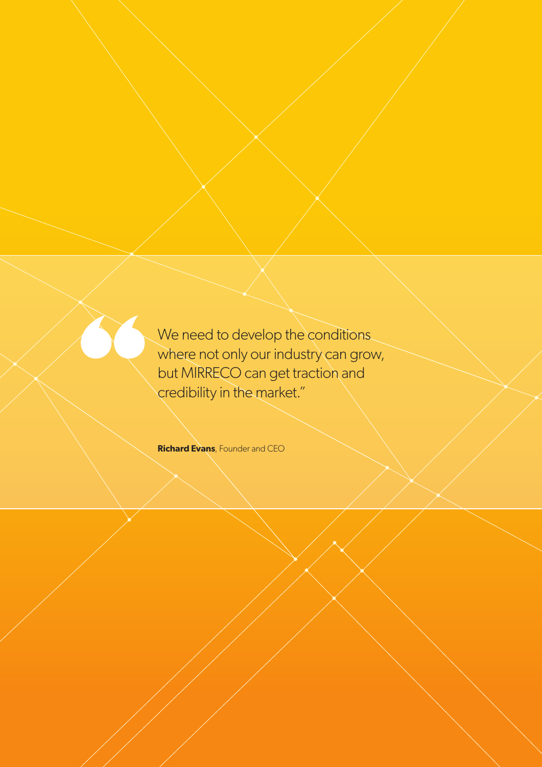> We need to develop the conditions where not only our industry can grow, but MIRRECO can get traction and credibility in the market."

**Richard Evans**, Founder and CEO